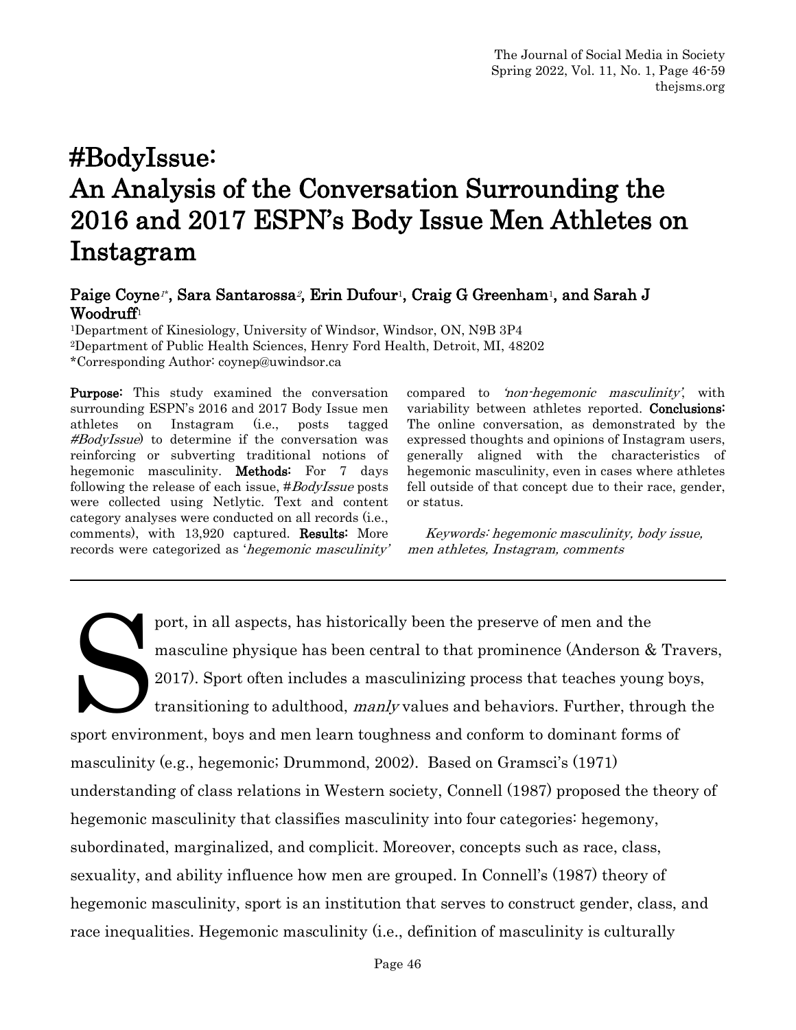# #BodyIssue: An Analysis of the Conversation Surrounding the 2016 and 2017 ESPN's Body Issue Men Athletes on Instagram

**Paige Coyne[1*], Sara Santarossa[2], Erin Dufour[1], Craig G Greenham[1], and Sarah J Woodruff[1]**

[1]Department of Kinesiology, University of Windsor, Windsor, ON, N9B 3P4
[2]Department of Public Health Sciences, Henry Ford Health, Detroit, MI, 48202
*Corresponding Author: coynep@uwindsor.ca

**Purpose:** This study examined the conversation surrounding ESPN's 2016 and 2017 Body Issue men athletes on Instagram (i.e., posts tagged *#BodyIssue*) to determine if the conversation was reinforcing or subverting traditional notions of hegemonic masculinity. **Methods:** For 7 days following the release of each issue, *#BodyIssue* posts were collected using Netlytic. Text and content category analyses were conducted on all records (i.e., comments), with 13,920 captured. **Results:** More records were categorized as '*hegemonic masculinity*' compared to '*non-hegemonic masculinity*', with variability between athletes reported. **Conclusions:** The online conversation, as demonstrated by the expressed thoughts and opinions of Instagram users, generally aligned with the characteristics of hegemonic masculinity, even in cases where athletes fell outside of that concept due to their race, gender, or status.

*Keywords: hegemonic masculinity, body issue, men athletes, Instagram, comments*

---

Sport, in all aspects, has historically been the preserve of men and the masculine physique has been central to that prominence (Anderson & Travers, 2017). Sport often includes a masculinizing process that teaches young boys, transitioning to adulthood, *manly* values and behaviors. Further, through the sport environment, boys and men learn toughness and conform to dominant forms of masculinity (e.g., hegemonic; Drummond, 2002). Based on Gramsci's (1971) understanding of class relations in Western society, Connell (1987) proposed the theory of hegemonic masculinity that classifies masculinity into four categories: hegemony, subordinated, marginalized, and complicit. Moreover, concepts such as race, class, sexuality, and ability influence how men are grouped. In Connell's (1987) theory of hegemonic masculinity, sport is an institution that serves to construct gender, class, and race inequalities. Hegemonic masculinity (i.e., definition of masculinity is culturally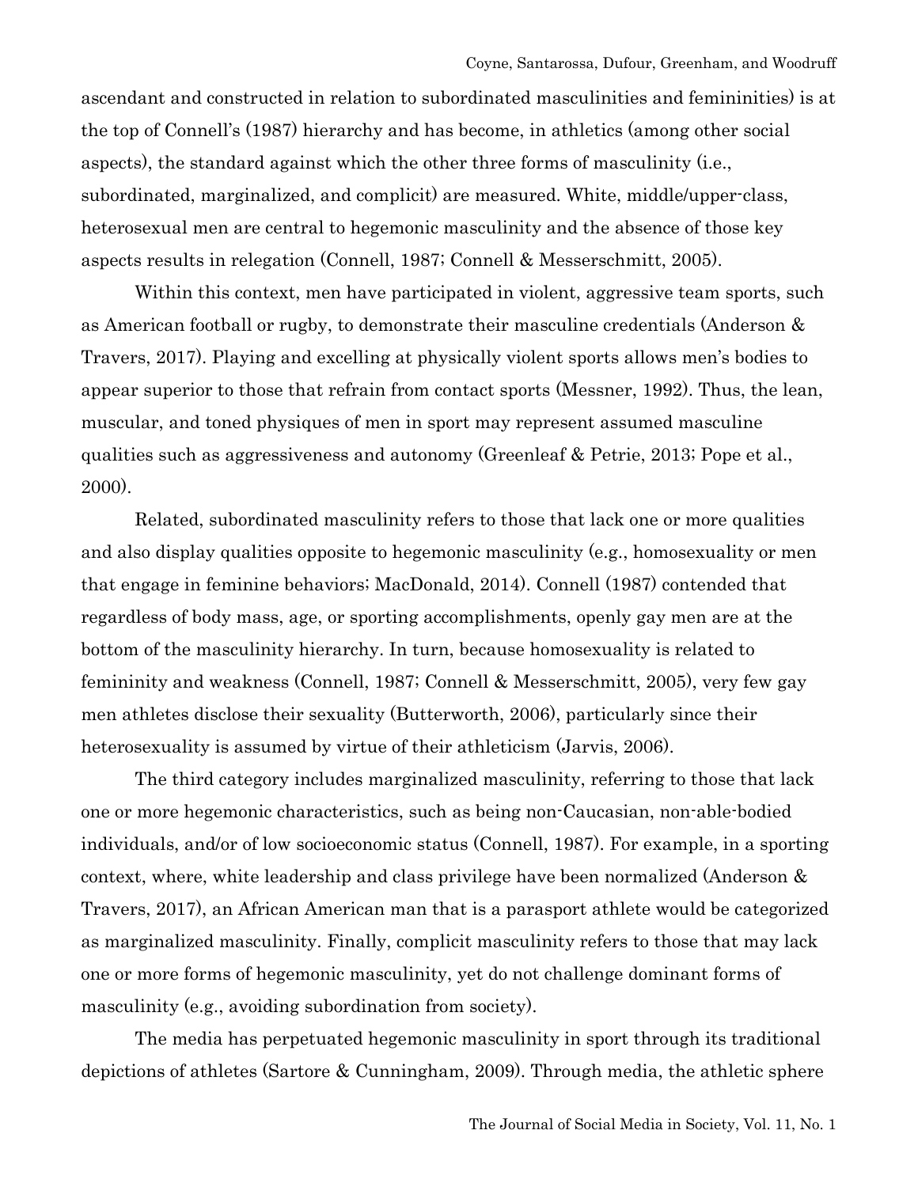ascendant and constructed in relation to subordinated masculinities and femininities) is at the top of Connell's (1987) hierarchy and has become, in athletics (among other social aspects), the standard against which the other three forms of masculinity (i.e., subordinated, marginalized, and complicit) are measured. White, middle/upper-class, heterosexual men are central to hegemonic masculinity and the absence of those key aspects results in relegation (Connell, 1987; Connell & Messerschmitt, 2005).

Within this context, men have participated in violent, aggressive team sports, such as American football or rugby, to demonstrate their masculine credentials (Anderson & Travers, 2017). Playing and excelling at physically violent sports allows men's bodies to appear superior to those that refrain from contact sports (Messner, 1992). Thus, the lean, muscular, and toned physiques of men in sport may represent assumed masculine qualities such as aggressiveness and autonomy (Greenleaf & Petrie, 2013; Pope et al., 2000).

Related, subordinated masculinity refers to those that lack one or more qualities and also display qualities opposite to hegemonic masculinity (e.g., homosexuality or men that engage in feminine behaviors; MacDonald, 2014). Connell (1987) contended that regardless of body mass, age, or sporting accomplishments, openly gay men are at the bottom of the masculinity hierarchy. In turn, because homosexuality is related to femininity and weakness (Connell, 1987; Connell & Messerschmitt, 2005), very few gay men athletes disclose their sexuality (Butterworth, 2006), particularly since their heterosexuality is assumed by virtue of their athleticism (Jarvis, 2006).

The third category includes marginalized masculinity, referring to those that lack one or more hegemonic characteristics, such as being non-Caucasian, non-able-bodied individuals, and/or of low socioeconomic status (Connell, 1987). For example, in a sporting context, where, white leadership and class privilege have been normalized (Anderson & Travers, 2017), an African American man that is a parasport athlete would be categorized as marginalized masculinity. Finally, complicit masculinity refers to those that may lack one or more forms of hegemonic masculinity, yet do not challenge dominant forms of masculinity (e.g., avoiding subordination from society).

The media has perpetuated hegemonic masculinity in sport through its traditional depictions of athletes (Sartore & Cunningham, 2009). Through media, the athletic sphere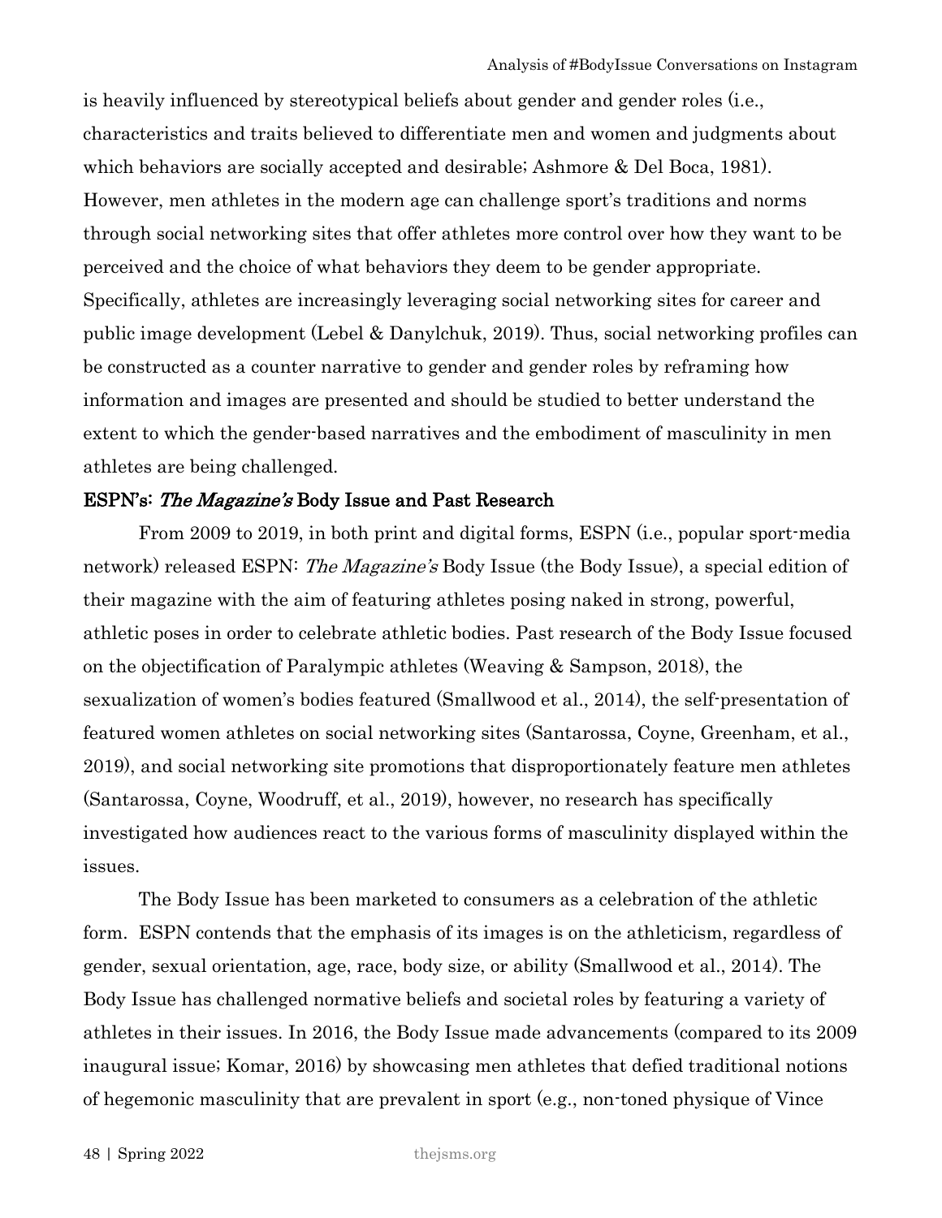is heavily influenced by stereotypical beliefs about gender and gender roles (i.e., characteristics and traits believed to differentiate men and women and judgments about which behaviors are socially accepted and desirable; Ashmore & Del Boca, 1981). However, men athletes in the modern age can challenge sport's traditions and norms through social networking sites that offer athletes more control over how they want to be perceived and the choice of what behaviors they deem to be gender appropriate. Specifically, athletes are increasingly leveraging social networking sites for career and public image development (Lebel & Danylchuk, 2019). Thus, social networking profiles can be constructed as a counter narrative to gender and gender roles by reframing how information and images are presented and should be studied to better understand the extent to which the gender-based narratives and the embodiment of masculinity in men athletes are being challenged.

### ESPN's: *The Magazine's* Body Issue and Past Research

From 2009 to 2019, in both print and digital forms, ESPN (i.e., popular sport-media network) released ESPN: *The Magazine's* Body Issue (the Body Issue), a special edition of their magazine with the aim of featuring athletes posing naked in strong, powerful, athletic poses in order to celebrate athletic bodies. Past research of the Body Issue focused on the objectification of Paralympic athletes (Weaving & Sampson, 2018), the sexualization of women's bodies featured (Smallwood et al., 2014), the self-presentation of featured women athletes on social networking sites (Santarossa, Coyne, Greenham, et al., 2019), and social networking site promotions that disproportionately feature men athletes (Santarossa, Coyne, Woodruff, et al., 2019), however, no research has specifically investigated how audiences react to the various forms of masculinity displayed within the issues.

The Body Issue has been marketed to consumers as a celebration of the athletic form. ESPN contends that the emphasis of its images is on the athleticism, regardless of gender, sexual orientation, age, race, body size, or ability (Smallwood et al., 2014). The Body Issue has challenged normative beliefs and societal roles by featuring a variety of athletes in their issues. In 2016, the Body Issue made advancements (compared to its 2009 inaugural issue; Komar, 2016) by showcasing men athletes that defied traditional notions of hegemonic masculinity that are prevalent in sport (e.g., non-toned physique of Vince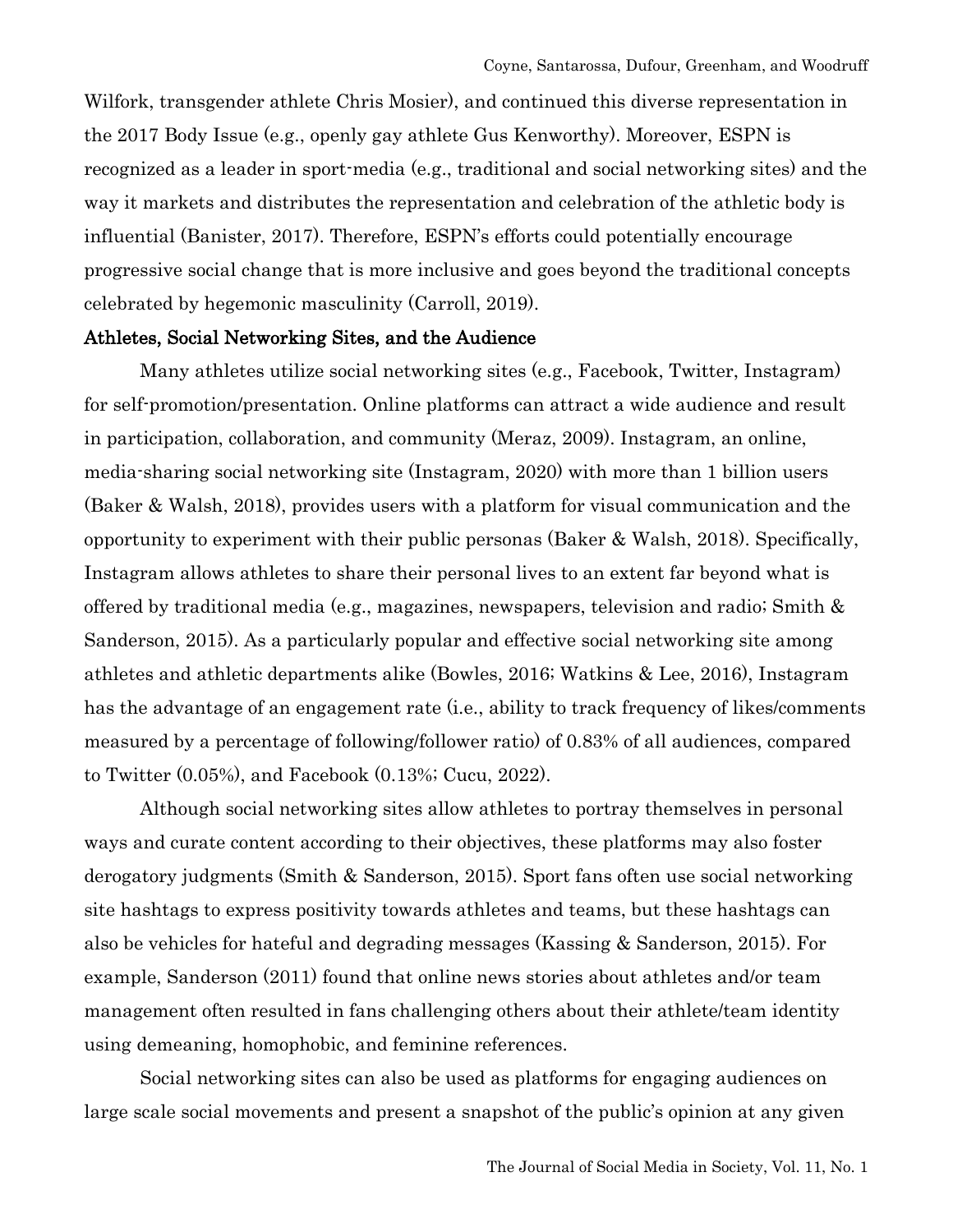Wilfork, transgender athlete Chris Mosier), and continued this diverse representation in the 2017 Body Issue (e.g., openly gay athlete Gus Kenworthy). Moreover, ESPN is recognized as a leader in sport-media (e.g., traditional and social networking sites) and the way it markets and distributes the representation and celebration of the athletic body is influential (Banister, 2017). Therefore, ESPN's efforts could potentially encourage progressive social change that is more inclusive and goes beyond the traditional concepts celebrated by hegemonic masculinity (Carroll, 2019).

## Athletes, Social Networking Sites, and the Audience

Many athletes utilize social networking sites (e.g., Facebook, Twitter, Instagram) for self-promotion/presentation. Online platforms can attract a wide audience and result in participation, collaboration, and community (Meraz, 2009). Instagram, an online, media-sharing social networking site (Instagram, 2020) with more than 1 billion users (Baker & Walsh, 2018), provides users with a platform for visual communication and the opportunity to experiment with their public personas (Baker & Walsh, 2018). Specifically, Instagram allows athletes to share their personal lives to an extent far beyond what is offered by traditional media (e.g., magazines, newspapers, television and radio; Smith & Sanderson, 2015). As a particularly popular and effective social networking site among athletes and athletic departments alike (Bowles, 2016; Watkins & Lee, 2016), Instagram has the advantage of an engagement rate (i.e., ability to track frequency of likes/comments measured by a percentage of following/follower ratio) of 0.83% of all audiences, compared to Twitter (0.05%), and Facebook (0.13%; Cucu, 2022).

Although social networking sites allow athletes to portray themselves in personal ways and curate content according to their objectives, these platforms may also foster derogatory judgments (Smith & Sanderson, 2015). Sport fans often use social networking site hashtags to express positivity towards athletes and teams, but these hashtags can also be vehicles for hateful and degrading messages (Kassing & Sanderson, 2015). For example, Sanderson (2011) found that online news stories about athletes and/or team management often resulted in fans challenging others about their athlete/team identity using demeaning, homophobic, and feminine references.

Social networking sites can also be used as platforms for engaging audiences on large scale social movements and present a snapshot of the public's opinion at any given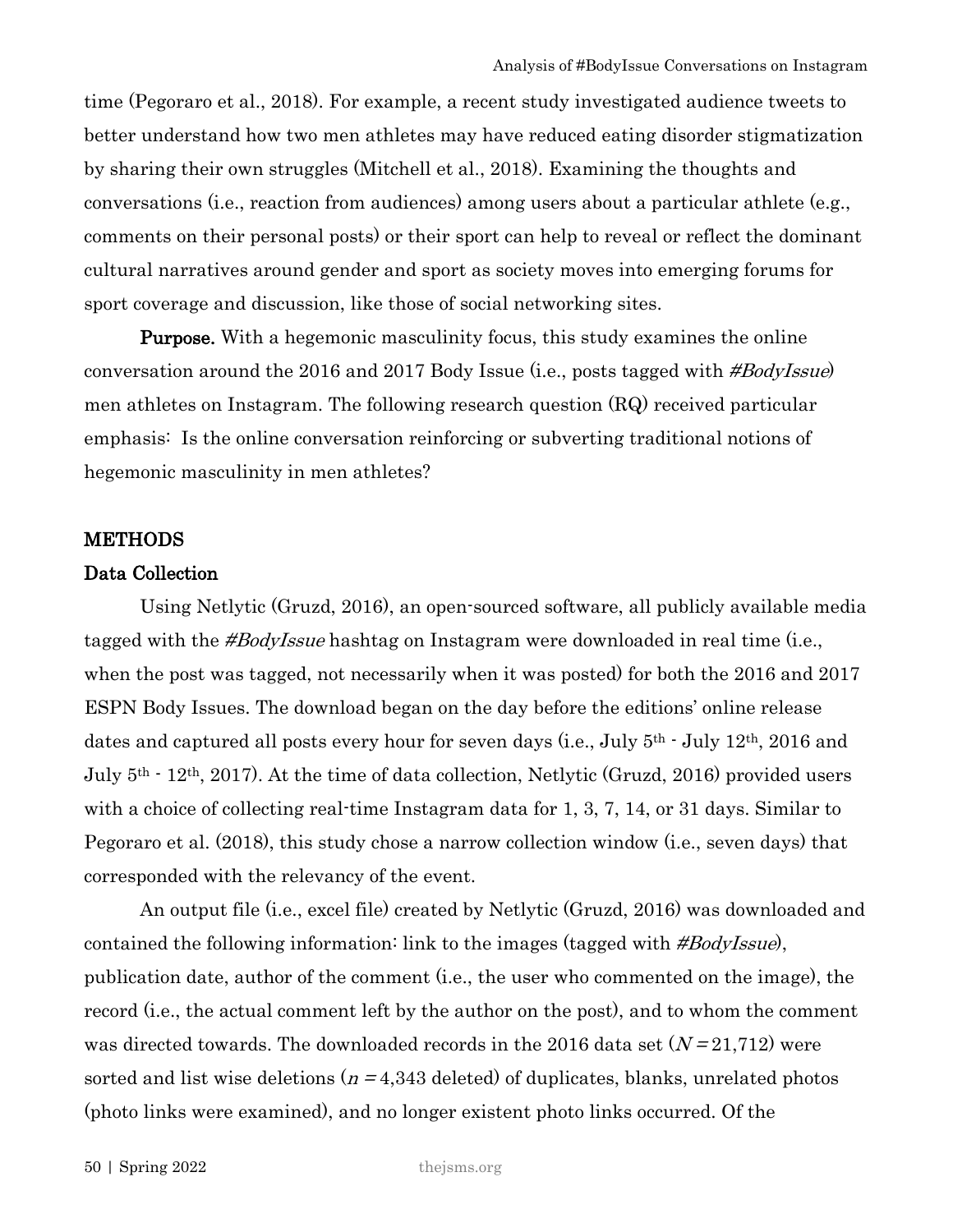time (Pegoraro et al., 2018). For example, a recent study investigated audience tweets to better understand how two men athletes may have reduced eating disorder stigmatization by sharing their own struggles (Mitchell et al., 2018). Examining the thoughts and conversations (i.e., reaction from audiences) among users about a particular athlete (e.g., comments on their personal posts) or their sport can help to reveal or reflect the dominant cultural narratives around gender and sport as society moves into emerging forums for sport coverage and discussion, like those of social networking sites.

**Purpose.** With a hegemonic masculinity focus, this study examines the online conversation around the 2016 and 2017 Body Issue (i.e., posts tagged with *#BodyIssue*) men athletes on Instagram. The following research question (RQ) received particular emphasis: Is the online conversation reinforcing or subverting traditional notions of hegemonic masculinity in men athletes?

## METHODS

### Data Collection

Using Netlytic (Gruzd, 2016), an open-sourced software, all publicly available media tagged with the *#BodyIssue* hashtag on Instagram were downloaded in real time (i.e., when the post was tagged, not necessarily when it was posted) for both the 2016 and 2017 ESPN Body Issues. The download began on the day before the editions' online release dates and captured all posts every hour for seven days (i.e., July 5th - July 12th, 2016 and July 5th - 12th, 2017). At the time of data collection, Netlytic (Gruzd, 2016) provided users with a choice of collecting real-time Instagram data for 1, 3, 7, 14, or 31 days. Similar to Pegoraro et al. (2018), this study chose a narrow collection window (i.e., seven days) that corresponded with the relevancy of the event.

An output file (i.e., excel file) created by Netlytic (Gruzd, 2016) was downloaded and contained the following information: link to the images (tagged with *#BodyIssue*), publication date, author of the comment (i.e., the user who commented on the image), the record (i.e., the actual comment left by the author on the post), and to whom the comment was directed towards. The downloaded records in the 2016 data set ($N = 21{,}712$) were sorted and list wise deletions ($n = 4{,}343$ deleted) of duplicates, blanks, unrelated photos (photo links were examined), and no longer existent photo links occurred. Of the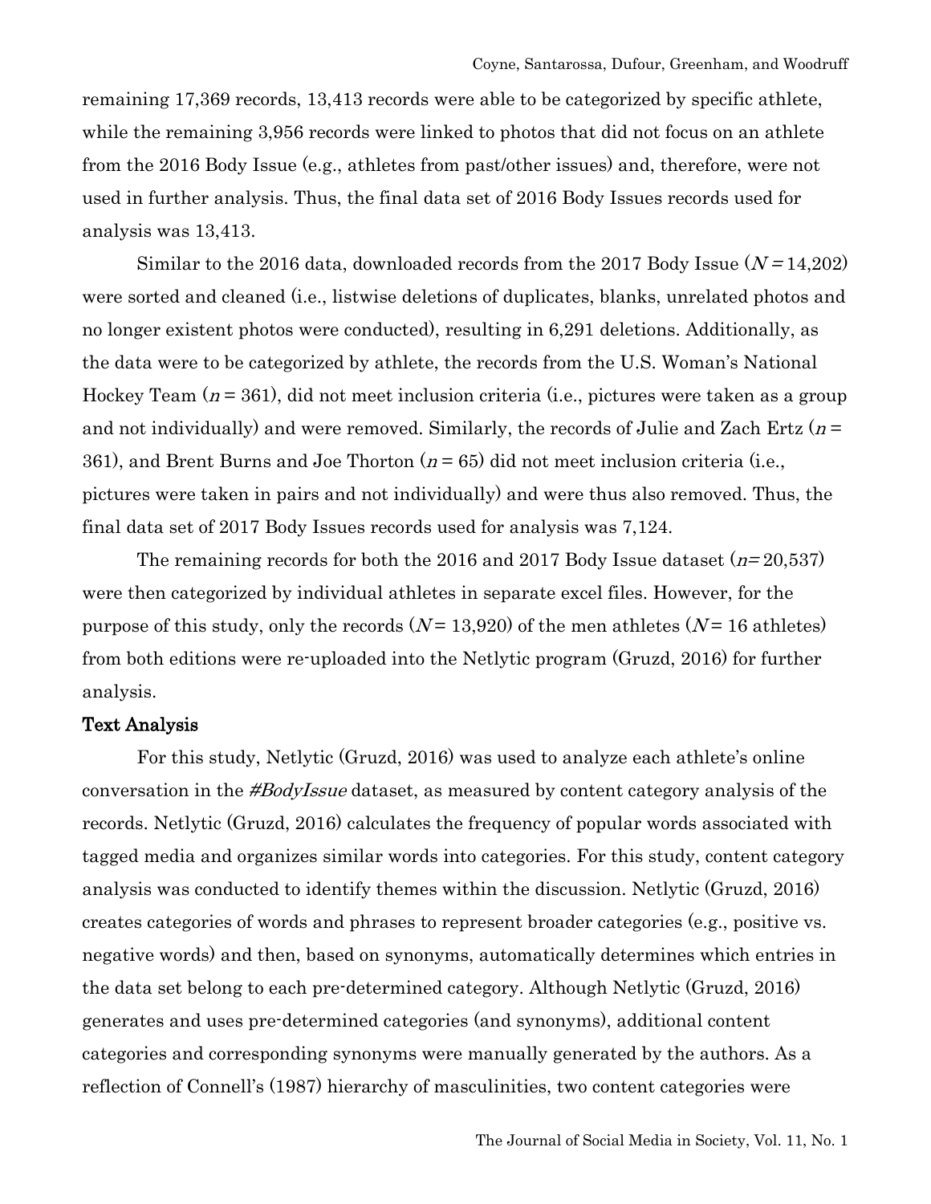remaining 17,369 records, 13,413 records were able to be categorized by specific athlete, while the remaining 3,956 records were linked to photos that did not focus on an athlete from the 2016 Body Issue (e.g., athletes from past/other issues) and, therefore, were not used in further analysis. Thus, the final data set of 2016 Body Issues records used for analysis was 13,413.

Similar to the 2016 data, downloaded records from the 2017 Body Issue ($N$ = 14,202) were sorted and cleaned (i.e., listwise deletions of duplicates, blanks, unrelated photos and no longer existent photos were conducted), resulting in 6,291 deletions. Additionally, as the data were to be categorized by athlete, the records from the U.S. Woman's National Hockey Team ($n$ = 361), did not meet inclusion criteria (i.e., pictures were taken as a group and not individually) and were removed. Similarly, the records of Julie and Zach Ertz ($n$ = 361), and Brent Burns and Joe Thorton ($n$ = 65) did not meet inclusion criteria (i.e., pictures were taken in pairs and not individually) and were thus also removed. Thus, the final data set of 2017 Body Issues records used for analysis was 7,124.

The remaining records for both the 2016 and 2017 Body Issue dataset ($n$= 20,537) were then categorized by individual athletes in separate excel files. However, for the purpose of this study, only the records ($N$ = 13,920) of the men athletes ($N$ = 16 athletes) from both editions were re-uploaded into the Netlytic program (Gruzd, 2016) for further analysis.

**Text Analysis**

For this study, Netlytic (Gruzd, 2016) was used to analyze each athlete's online conversation in the *#BodyIssue* dataset, as measured by content category analysis of the records. Netlytic (Gruzd, 2016) calculates the frequency of popular words associated with tagged media and organizes similar words into categories. For this study, content category analysis was conducted to identify themes within the discussion. Netlytic (Gruzd, 2016) creates categories of words and phrases to represent broader categories (e.g., positive vs. negative words) and then, based on synonyms, automatically determines which entries in the data set belong to each pre-determined category. Although Netlytic (Gruzd, 2016) generates and uses pre-determined categories (and synonyms), additional content categories and corresponding synonyms were manually generated by the authors. As a reflection of Connell's (1987) hierarchy of masculinities, two content categories were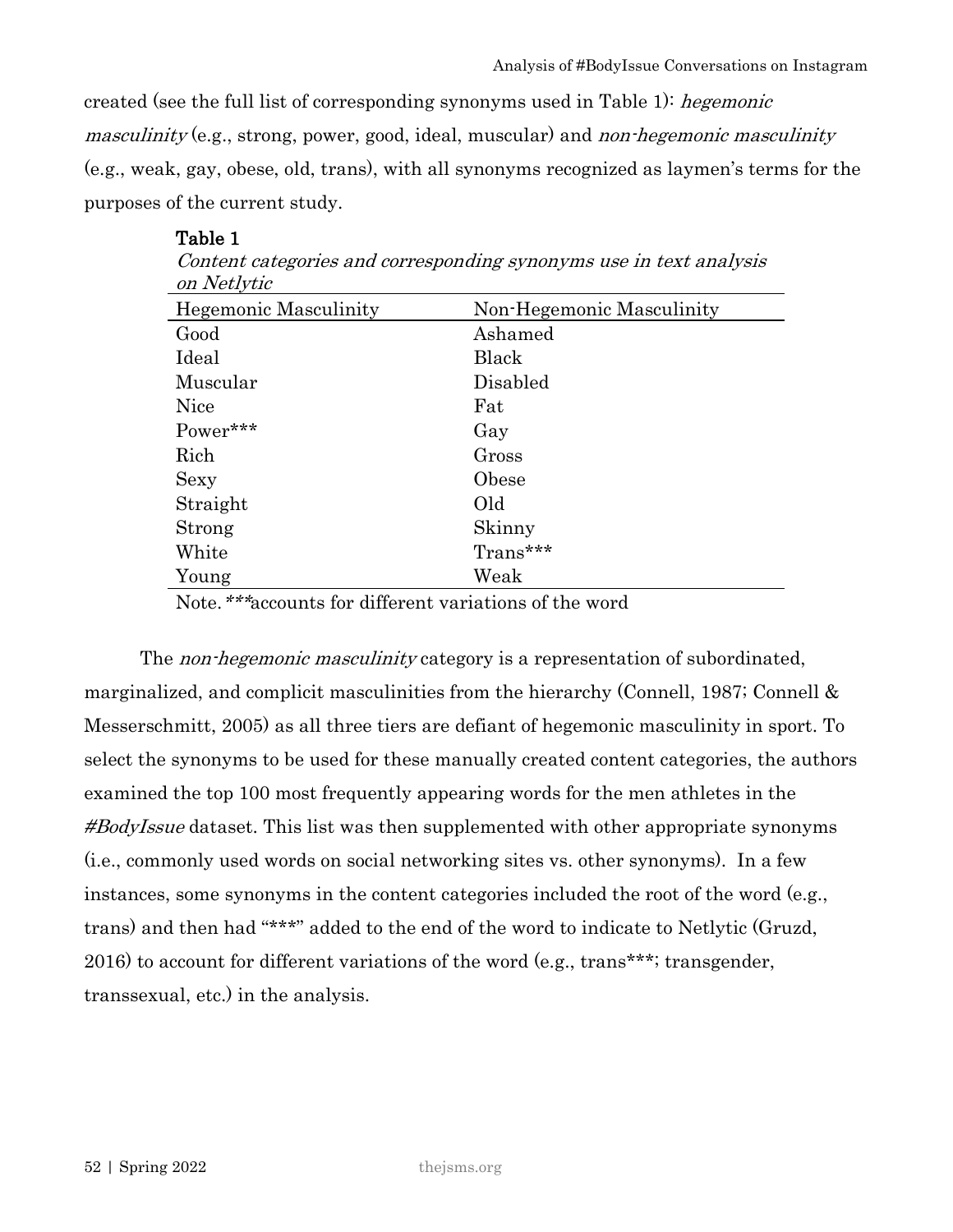created (see the full list of corresponding synonyms used in Table 1): *hegemonic masculinity* (e.g., strong, power, good, ideal, muscular) and *non-hegemonic masculinity* (e.g., weak, gay, obese, old, trans), with all synonyms recognized as laymen's terms for the purposes of the current study.

**Table 1**

*Content categories and corresponding synonyms use in text analysis on Netlytic*

| Hegemonic Masculinity | Non-Hegemonic Masculinity |
|---|---|
| Good | Ashamed |
| Ideal | Black |
| Muscular | Disabled |
| Nice | Fat |
| Power*** | Gay |
| Rich | Gross |
| Sexy | Obese |
| Straight | Old |
| Strong | Skinny |
| White | Trans*** |
| Young | Weak |

Note. ***accounts for different variations of the word

The *non-hegemonic masculinity* category is a representation of subordinated, marginalized, and complicit masculinities from the hierarchy (Connell, 1987; Connell & Messerschmitt, 2005) as all three tiers are defiant of hegemonic masculinity in sport. To select the synonyms to be used for these manually created content categories, the authors examined the top 100 most frequently appearing words for the men athletes in the *#BodyIssue* dataset. This list was then supplemented with other appropriate synonyms (i.e., commonly used words on social networking sites vs. other synonyms). In a few instances, some synonyms in the content categories included the root of the word (e.g., trans) and then had "***" added to the end of the word to indicate to Netlytic (Gruzd, 2016) to account for different variations of the word (e.g., trans***; transgender, transsexual, etc.) in the analysis.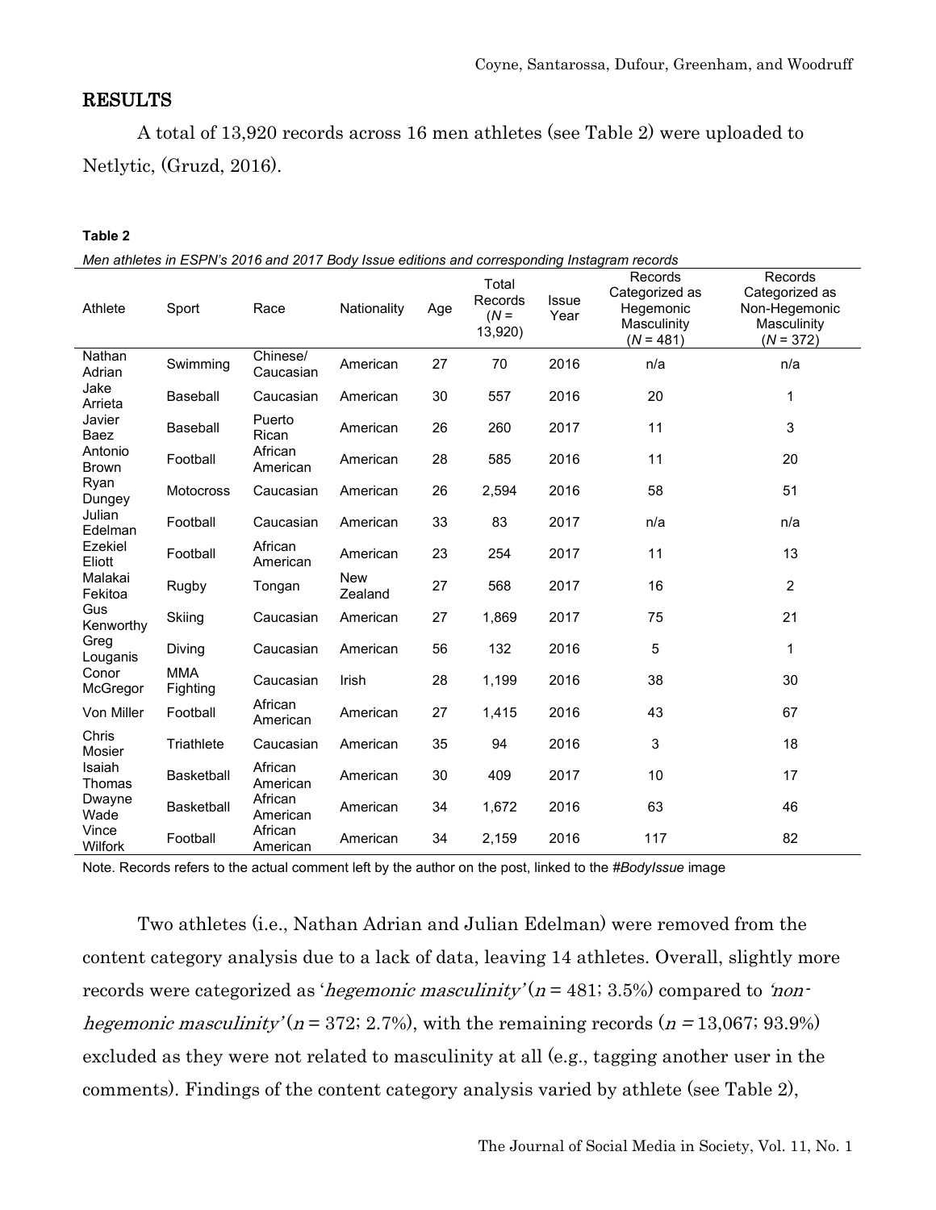## RESULTS

A total of 13,920 records across 16 men athletes (see Table 2) were uploaded to Netlytic, (Gruzd, 2016).

**Table 2**

*Men athletes in ESPN's 2016 and 2017 Body Issue editions and corresponding Instagram records*

| Athlete | Sport | Race | Nationality | Age | Total Records ($N$ = 13,920) | Issue Year | Records Categorized as Hegemonic Masculinity ($N$ = 481) | Records Categorized as Non-Hegemonic Masculinity ($N$ = 372) |
|---|---|---|---|---|---|---|---|---|
| Nathan Adrian | Swimming | Chinese/ Caucasian | American | 27 | 70 | 2016 | n/a | n/a |
| Jake Arrieta | Baseball | Caucasian | American | 30 | 557 | 2016 | 20 | 1 |
| Javier Baez | Baseball | Puerto Rican | American | 26 | 260 | 2017 | 11 | 3 |
| Antonio Brown | Football | African American | American | 28 | 585 | 2016 | 11 | 20 |
| Ryan Dungey | Motocross | Caucasian | American | 26 | 2,594 | 2016 | 58 | 51 |
| Julian Edelman | Football | Caucasian | American | 33 | 83 | 2017 | n/a | n/a |
| Ezekiel Eliott | Football | African American | American | 23 | 254 | 2017 | 11 | 13 |
| Malakai Fekitoa | Rugby | Tongan | New Zealand | 27 | 568 | 2017 | 16 | 2 |
| Gus Kenworthy | Skiing | Caucasian | American | 27 | 1,869 | 2017 | 75 | 21 |
| Greg Louganis | Diving | Caucasian | American | 56 | 132 | 2016 | 5 | 1 |
| Conor McGregor | MMA Fighting | Caucasian | Irish | 28 | 1,199 | 2016 | 38 | 30 |
| Von Miller | Football | African American | American | 27 | 1,415 | 2016 | 43 | 67 |
| Chris Mosier | Triathlete | Caucasian | American | 35 | 94 | 2016 | 3 | 18 |
| Isaiah Thomas | Basketball | African American | American | 30 | 409 | 2017 | 10 | 17 |
| Dwayne Wade | Basketball | African American | American | 34 | 1,672 | 2016 | 63 | 46 |
| Vince Wilfork | Football | African American | American | 34 | 2,159 | 2016 | 117 | 82 |

Note. Records refers to the actual comment left by the author on the post, linked to the *#BodyIssue* image

Two athletes (i.e., Nathan Adrian and Julian Edelman) were removed from the content category analysis due to a lack of data, leaving 14 athletes. Overall, slightly more records were categorized as '*hegemonic masculinity*' ($n$ = 481; 3.5%) compared to *'non-hegemonic masculinity'* ($n$ = 372; 2.7%), with the remaining records ($n$ = 13,067; 93.9%) excluded as they were not related to masculinity at all (e.g., tagging another user in the comments). Findings of the content category analysis varied by athlete (see Table 2),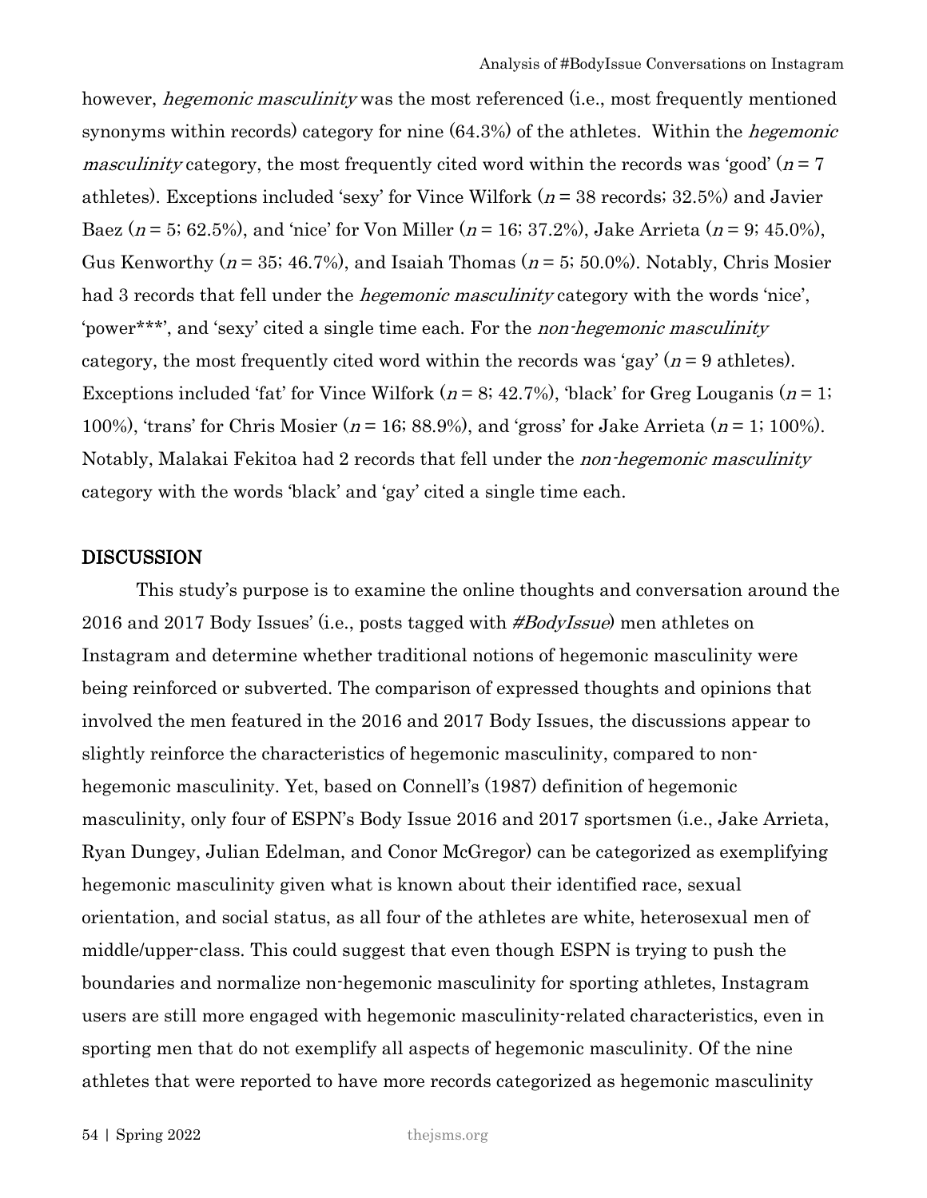however, *hegemonic masculinity* was the most referenced (i.e., most frequently mentioned synonyms within records) category for nine (64.3%) of the athletes. Within the *hegemonic masculinity* category, the most frequently cited word within the records was 'good' ($n$ = 7 athletes). Exceptions included 'sexy' for Vince Wilfork ($n$ = 38 records; 32.5%) and Javier Baez ($n$ = 5; 62.5%), and 'nice' for Von Miller ($n$ = 16; 37.2%), Jake Arrieta ($n$ = 9; 45.0%), Gus Kenworthy ($n$ = 35; 46.7%), and Isaiah Thomas ($n$ = 5; 50.0%). Notably, Chris Mosier had 3 records that fell under the *hegemonic masculinity* category with the words 'nice', 'power***', and 'sexy' cited a single time each. For the *non-hegemonic masculinity* category, the most frequently cited word within the records was 'gay' ($n$ = 9 athletes). Exceptions included 'fat' for Vince Wilfork ($n$ = 8; 42.7%), 'black' for Greg Louganis ($n$ = 1; 100%), 'trans' for Chris Mosier ($n$ = 16; 88.9%), and 'gross' for Jake Arrieta ($n$ = 1; 100%). Notably, Malakai Fekitoa had 2 records that fell under the *non-hegemonic masculinity* category with the words 'black' and 'gay' cited a single time each.

## DISCUSSION

This study's purpose is to examine the online thoughts and conversation around the 2016 and 2017 Body Issues' (i.e., posts tagged with *#BodyIssue*) men athletes on Instagram and determine whether traditional notions of hegemonic masculinity were being reinforced or subverted. The comparison of expressed thoughts and opinions that involved the men featured in the 2016 and 2017 Body Issues, the discussions appear to slightly reinforce the characteristics of hegemonic masculinity, compared to non-hegemonic masculinity. Yet, based on Connell's (1987) definition of hegemonic masculinity, only four of ESPN's Body Issue 2016 and 2017 sportsmen (i.e., Jake Arrieta, Ryan Dungey, Julian Edelman, and Conor McGregor) can be categorized as exemplifying hegemonic masculinity given what is known about their identified race, sexual orientation, and social status, as all four of the athletes are white, heterosexual men of middle/upper-class. This could suggest that even though ESPN is trying to push the boundaries and normalize non-hegemonic masculinity for sporting athletes, Instagram users are still more engaged with hegemonic masculinity-related characteristics, even in sporting men that do not exemplify all aspects of hegemonic masculinity. Of the nine athletes that were reported to have more records categorized as hegemonic masculinity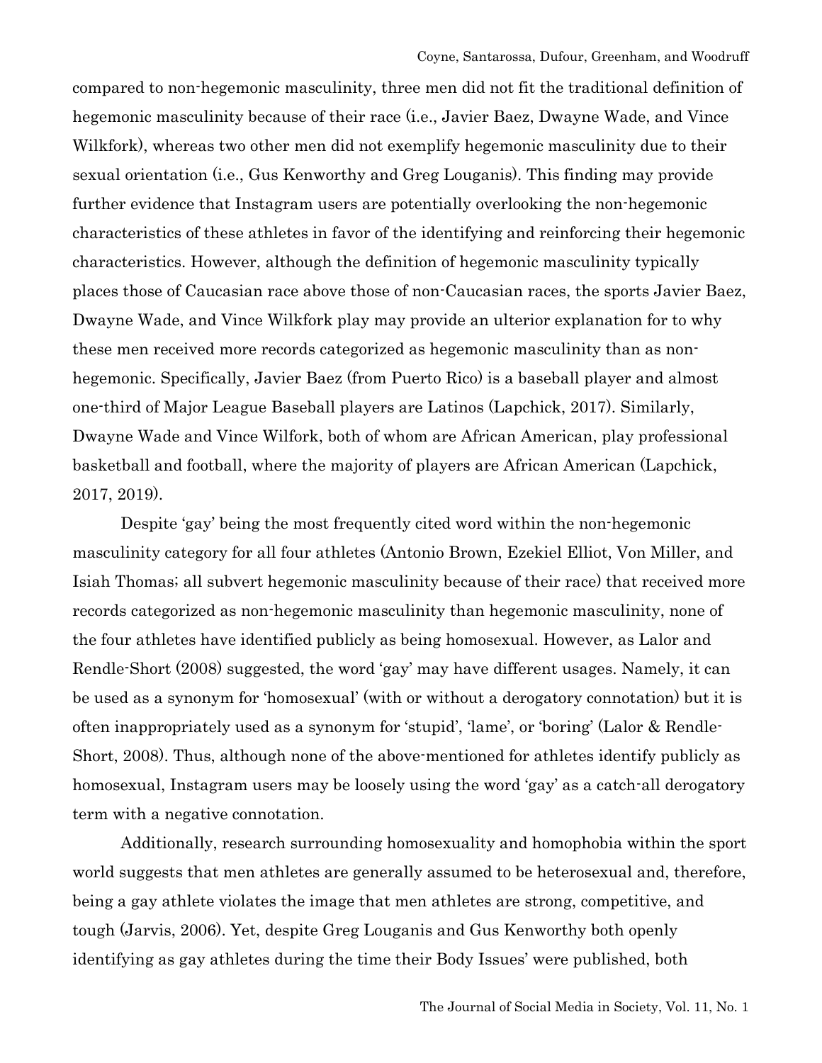compared to non-hegemonic masculinity, three men did not fit the traditional definition of hegemonic masculinity because of their race (i.e., Javier Baez, Dwayne Wade, and Vince Wilkfork), whereas two other men did not exemplify hegemonic masculinity due to their sexual orientation (i.e., Gus Kenworthy and Greg Louganis). This finding may provide further evidence that Instagram users are potentially overlooking the non-hegemonic characteristics of these athletes in favor of the identifying and reinforcing their hegemonic characteristics. However, although the definition of hegemonic masculinity typically places those of Caucasian race above those of non-Caucasian races, the sports Javier Baez, Dwayne Wade, and Vince Wilkfork play may provide an ulterior explanation for to why these men received more records categorized as hegemonic masculinity than as non-hegemonic. Specifically, Javier Baez (from Puerto Rico) is a baseball player and almost one-third of Major League Baseball players are Latinos (Lapchick, 2017). Similarly, Dwayne Wade and Vince Wilfork, both of whom are African American, play professional basketball and football, where the majority of players are African American (Lapchick, 2017, 2019).

Despite 'gay' being the most frequently cited word within the non-hegemonic masculinity category for all four athletes (Antonio Brown, Ezekiel Elliot, Von Miller, and Isiah Thomas; all subvert hegemonic masculinity because of their race) that received more records categorized as non-hegemonic masculinity than hegemonic masculinity, none of the four athletes have identified publicly as being homosexual. However, as Lalor and Rendle-Short (2008) suggested, the word 'gay' may have different usages. Namely, it can be used as a synonym for 'homosexual' (with or without a derogatory connotation) but it is often inappropriately used as a synonym for 'stupid', 'lame', or 'boring' (Lalor & Rendle-Short, 2008). Thus, although none of the above-mentioned for athletes identify publicly as homosexual, Instagram users may be loosely using the word 'gay' as a catch-all derogatory term with a negative connotation.

Additionally, research surrounding homosexuality and homophobia within the sport world suggests that men athletes are generally assumed to be heterosexual and, therefore, being a gay athlete violates the image that men athletes are strong, competitive, and tough (Jarvis, 2006). Yet, despite Greg Louganis and Gus Kenworthy both openly identifying as gay athletes during the time their Body Issues' were published, both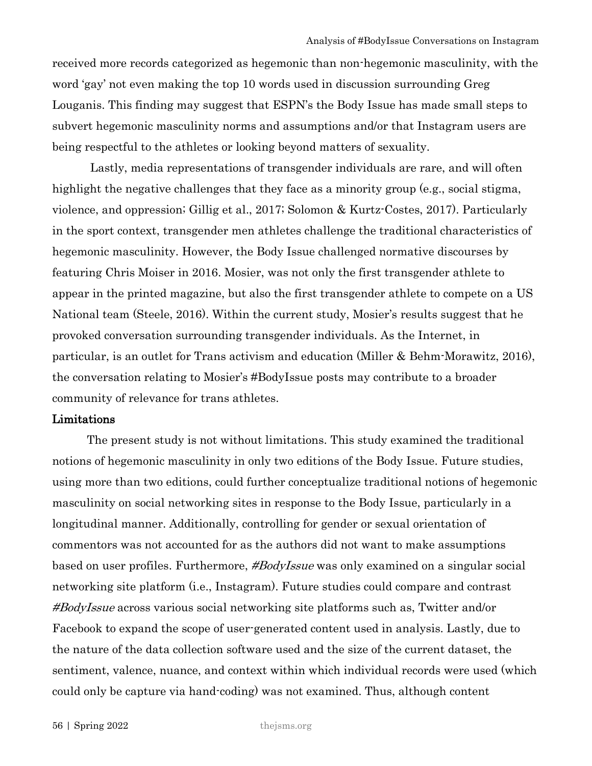received more records categorized as hegemonic than non-hegemonic masculinity, with the word 'gay' not even making the top 10 words used in discussion surrounding Greg Louganis. This finding may suggest that ESPN's the Body Issue has made small steps to subvert hegemonic masculinity norms and assumptions and/or that Instagram users are being respectful to the athletes or looking beyond matters of sexuality.

Lastly, media representations of transgender individuals are rare, and will often highlight the negative challenges that they face as a minority group (e.g., social stigma, violence, and oppression; Gillig et al., 2017; Solomon & Kurtz-Costes, 2017). Particularly in the sport context, transgender men athletes challenge the traditional characteristics of hegemonic masculinity. However, the Body Issue challenged normative discourses by featuring Chris Moiser in 2016. Mosier, was not only the first transgender athlete to appear in the printed magazine, but also the first transgender athlete to compete on a US National team (Steele, 2016). Within the current study, Mosier's results suggest that he provoked conversation surrounding transgender individuals. As the Internet, in particular, is an outlet for Trans activism and education (Miller & Behm-Morawitz, 2016), the conversation relating to Mosier's #BodyIssue posts may contribute to a broader community of relevance for trans athletes.

## Limitations

The present study is not without limitations. This study examined the traditional notions of hegemonic masculinity in only two editions of the Body Issue. Future studies, using more than two editions, could further conceptualize traditional notions of hegemonic masculinity on social networking sites in response to the Body Issue, particularly in a longitudinal manner. Additionally, controlling for gender or sexual orientation of commentors was not accounted for as the authors did not want to make assumptions based on user profiles. Furthermore, *#BodyIssue* was only examined on a singular social networking site platform (i.e., Instagram). Future studies could compare and contrast *#BodyIssue* across various social networking site platforms such as, Twitter and/or Facebook to expand the scope of user-generated content used in analysis. Lastly, due to the nature of the data collection software used and the size of the current dataset, the sentiment, valence, nuance, and context within which individual records were used (which could only be capture via hand-coding) was not examined. Thus, although content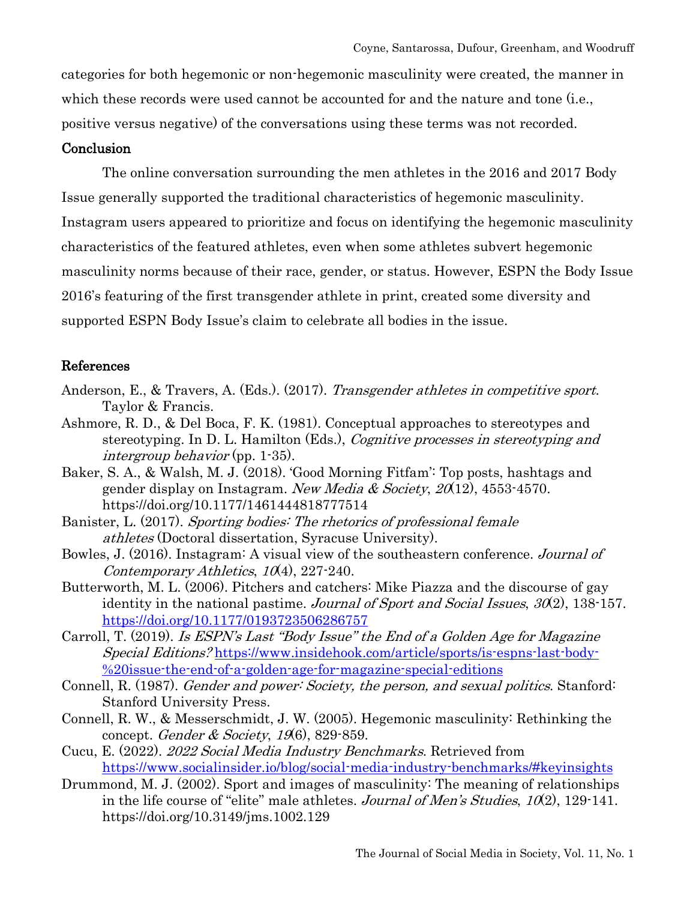categories for both hegemonic or non-hegemonic masculinity were created, the manner in which these records were used cannot be accounted for and the nature and tone (i.e., positive versus negative) of the conversations using these terms was not recorded.

## Conclusion

The online conversation surrounding the men athletes in the 2016 and 2017 Body Issue generally supported the traditional characteristics of hegemonic masculinity. Instagram users appeared to prioritize and focus on identifying the hegemonic masculinity characteristics of the featured athletes, even when some athletes subvert hegemonic masculinity norms because of their race, gender, or status. However, ESPN the Body Issue 2016's featuring of the first transgender athlete in print, created some diversity and supported ESPN Body Issue's claim to celebrate all bodies in the issue.

## References

Anderson, E., & Travers, A. (Eds.). (2017). *Transgender athletes in competitive sport*. Taylor & Francis.

Ashmore, R. D., & Del Boca, F. K. (1981). Conceptual approaches to stereotypes and stereotyping. In D. L. Hamilton (Eds.), *Cognitive processes in stereotyping and intergroup behavior* (pp. 1-35).

Baker, S. A., & Walsh, M. J. (2018). 'Good Morning Fitfam': Top posts, hashtags and gender display on Instagram. *New Media & Society*, *20*(12), 4553-4570. https://doi.org/10.1177/1461444818777514

Banister, L. (2017). *Sporting bodies: The rhetorics of professional female athletes* (Doctoral dissertation, Syracuse University).

Bowles, J. (2016). Instagram: A visual view of the southeastern conference. *Journal of Contemporary Athletics*, *10*(4), 227-240.

Butterworth, M. L. (2006). Pitchers and catchers: Mike Piazza and the discourse of gay identity in the national pastime. *Journal of Sport and Social Issues*, *30*(2), 138-157. https://doi.org/10.1177/0193723506286757

Carroll, T. (2019). *Is ESPN's Last "Body Issue" the End of a Golden Age for Magazine Special Editions?* https://www.insidehook.com/article/sports/is-espns-last-body-%20issue-the-end-of-a-golden-age-for-magazine-special-editions

Connell, R. (1987). *Gender and power: Society, the person, and sexual politics*. Stanford: Stanford University Press.

Connell, R. W., & Messerschmidt, J. W. (2005). Hegemonic masculinity: Rethinking the concept. *Gender & Society*, *19*(6), 829-859.

Cucu, E. (2022). *2022 Social Media Industry Benchmarks*. Retrieved from https://www.socialinsider.io/blog/social-media-industry-benchmarks/#keyinsights

Drummond, M. J. (2002). Sport and images of masculinity: The meaning of relationships in the life course of "elite" male athletes. *Journal of Men's Studies*, *10*(2), 129-141. https://doi.org/10.3149/jms.1002.129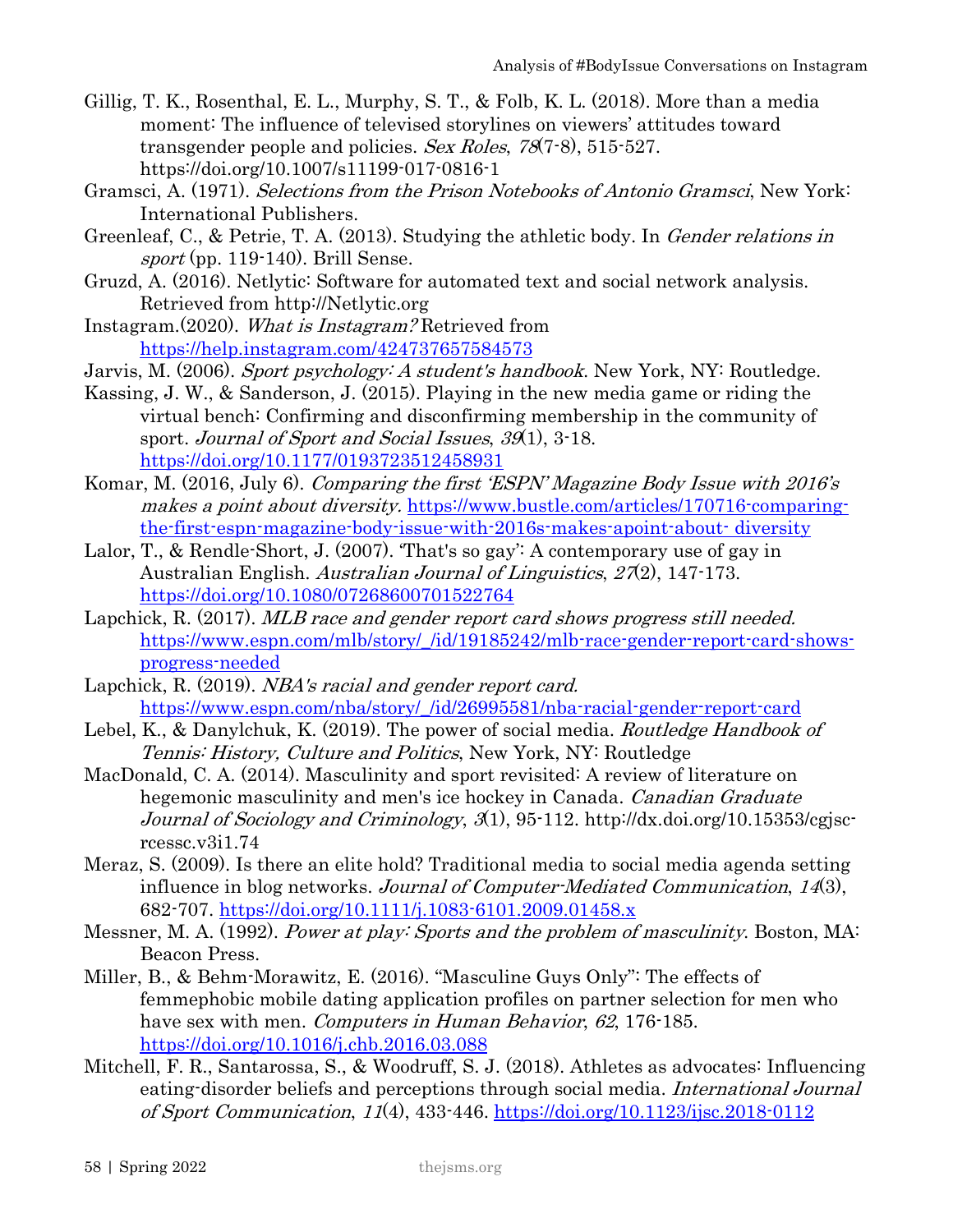Gillig, T. K., Rosenthal, E. L., Murphy, S. T., & Folb, K. L. (2018). More than a media moment: The influence of televised storylines on viewers' attitudes toward transgender people and policies. *Sex Roles*, *78*(7-8), 515-527. https://doi.org/10.1007/s11199-017-0816-1

Gramsci, A. (1971). *Selections from the Prison Notebooks of Antonio Gramsci*, New York: International Publishers.

Greenleaf, C., & Petrie, T. A. (2013). Studying the athletic body. In *Gender relations in sport* (pp. 119-140). Brill Sense.

Gruzd, A. (2016). Netlytic: Software for automated text and social network analysis. Retrieved from http://Netlytic.org

Instagram.(2020). *What is Instagram?* Retrieved from https://help.instagram.com/424737657584573

Jarvis, M. (2006). *Sport psychology: A student's handbook*. New York, NY: Routledge.

Kassing, J. W., & Sanderson, J. (2015). Playing in the new media game or riding the virtual bench: Confirming and disconfirming membership in the community of sport. *Journal of Sport and Social Issues*, *39*(1), 3-18. https://doi.org/10.1177/0193723512458931

Komar, M. (2016, July 6). *Comparing the first 'ESPN' Magazine Body Issue with 2016's makes a point about diversity.* https://www.bustle.com/articles/170716-comparing-the-first-espn-magazine-body-issue-with-2016s-makes-apoint-about- diversity

Lalor, T., & Rendle-Short, J. (2007). 'That's so gay': A contemporary use of gay in Australian English. *Australian Journal of Linguistics*, *27*(2), 147-173. https://doi.org/10.1080/07268600701522764

Lapchick, R. (2017). *MLB race and gender report card shows progress still needed.* https://www.espn.com/mlb/story/_/id/19185242/mlb-race-gender-report-card-shows-progress-needed

Lapchick, R. (2019). *NBA's racial and gender report card.* https://www.espn.com/nba/story/_/id/26995581/nba-racial-gender-report-card

Lebel, K., & Danylchuk, K. (2019). The power of social media. *Routledge Handbook of Tennis: History, Culture and Politics*, New York, NY: Routledge

MacDonald, C. A. (2014). Masculinity and sport revisited: A review of literature on hegemonic masculinity and men's ice hockey in Canada. *Canadian Graduate Journal of Sociology and Criminology*, *3*(1), 95-112. http://dx.doi.org/10.15353/cgjsc-rcessc.v3i1.74

Meraz, S. (2009). Is there an elite hold? Traditional media to social media agenda setting influence in blog networks. *Journal of Computer-Mediated Communication*, *14*(3), 682-707. https://doi.org/10.1111/j.1083-6101.2009.01458.x

Messner, M. A. (1992). *Power at play: Sports and the problem of masculinity*. Boston, MA: Beacon Press.

Miller, B., & Behm-Morawitz, E. (2016). "Masculine Guys Only": The effects of femmephobic mobile dating application profiles on partner selection for men who have sex with men. *Computers in Human Behavior*, *62*, 176-185. https://doi.org/10.1016/j.chb.2016.03.088

Mitchell, F. R., Santarossa, S., & Woodruff, S. J. (2018). Athletes as advocates: Influencing eating-disorder beliefs and perceptions through social media. *International Journal of Sport Communication*, *11*(4), 433-446. https://doi.org/10.1123/ijsc.2018-0112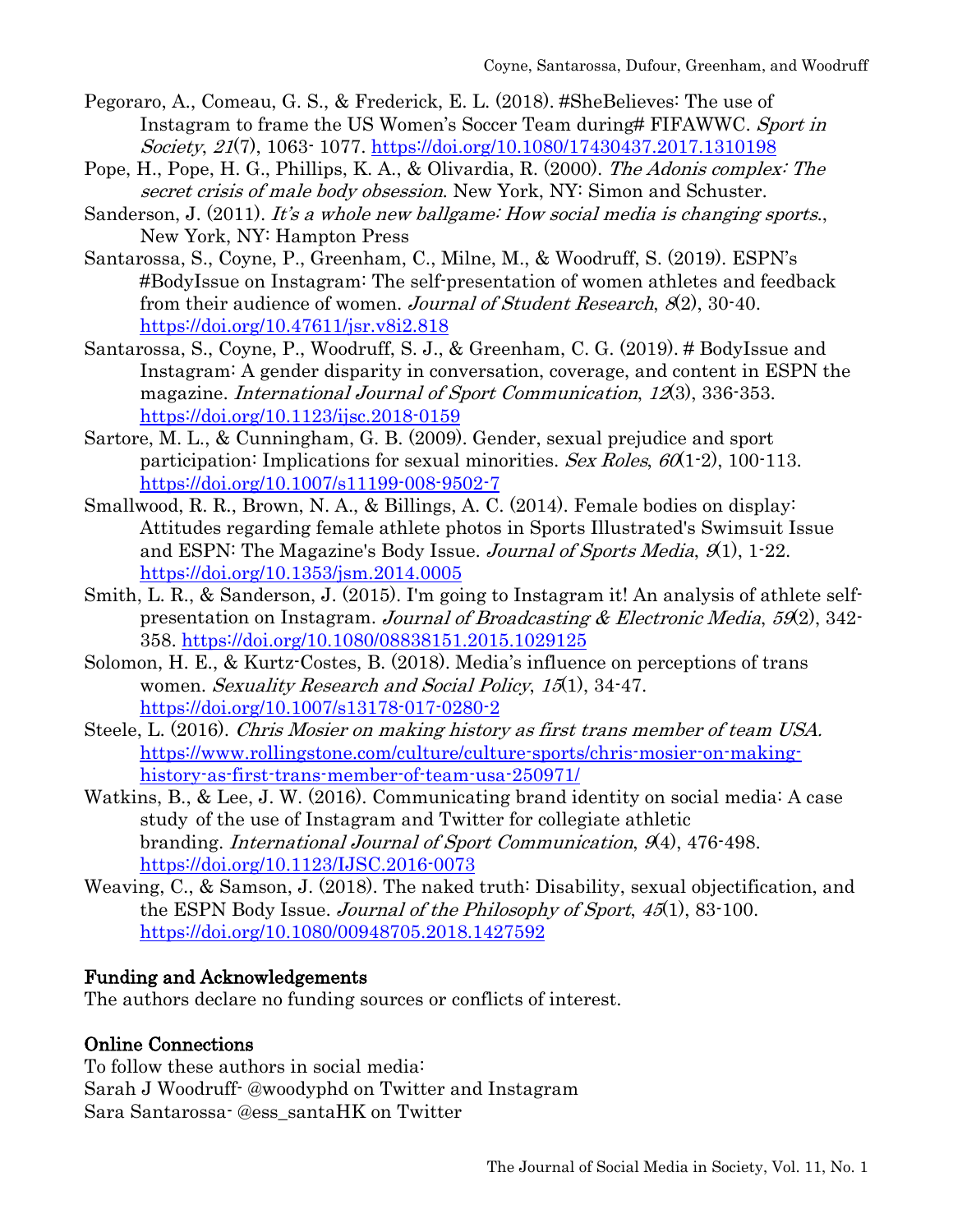Pegoraro, A., Comeau, G. S., & Frederick, E. L. (2018). #SheBelieves: The use of Instagram to frame the US Women's Soccer Team during# FIFAWWC. *Sport in Society*, *21*(7), 1063- 1077. https://doi.org/10.1080/17430437.2017.1310198

Pope, H., Pope, H. G., Phillips, K. A., & Olivardia, R. (2000). *The Adonis complex: The secret crisis of male body obsession*. New York, NY: Simon and Schuster.

Sanderson, J. (2011). *It's a whole new ballgame: How social media is changing sports.*, New York, NY: Hampton Press

Santarossa, S., Coyne, P., Greenham, C., Milne, M., & Woodruff, S. (2019). ESPN's #BodyIssue on Instagram: The self-presentation of women athletes and feedback from their audience of women. *Journal of Student Research*, *8*(2), 30-40. https://doi.org/10.47611/jsr.v8i2.818

Santarossa, S., Coyne, P., Woodruff, S. J., & Greenham, C. G. (2019). # BodyIssue and Instagram: A gender disparity in conversation, coverage, and content in ESPN the magazine. *International Journal of Sport Communication*, *12*(3), 336-353. https://doi.org/10.1123/ijsc.2018-0159

Sartore, M. L., & Cunningham, G. B. (2009). Gender, sexual prejudice and sport participation: Implications for sexual minorities. *Sex Roles*, *60*(1-2), 100-113. https://doi.org/10.1007/s11199-008-9502-7

Smallwood, R. R., Brown, N. A., & Billings, A. C. (2014). Female bodies on display: Attitudes regarding female athlete photos in Sports Illustrated's Swimsuit Issue and ESPN: The Magazine's Body Issue. *Journal of Sports Media*, *9*(1), 1-22. https://doi.org/10.1353/jsm.2014.0005

Smith, L. R., & Sanderson, J. (2015). I'm going to Instagram it! An analysis of athlete self-presentation on Instagram. *Journal of Broadcasting & Electronic Media*, *59*(2), 342-358. https://doi.org/10.1080/08838151.2015.1029125

Solomon, H. E., & Kurtz-Costes, B. (2018). Media's influence on perceptions of trans women. *Sexuality Research and Social Policy*, *15*(1), 34-47. https://doi.org/10.1007/s13178-017-0280-2

Steele, L. (2016). *Chris Mosier on making history as first trans member of team USA.* https://www.rollingstone.com/culture/culture-sports/chris-mosier-on-making-history-as-first-trans-member-of-team-usa-250971/

Watkins, B., & Lee, J. W. (2016). Communicating brand identity on social media: A case study of the use of Instagram and Twitter for collegiate athletic branding. *International Journal of Sport Communication*, *9*(4), 476-498. https://doi.org/10.1123/IJSC.2016-0073

Weaving, C., & Samson, J. (2018). The naked truth: Disability, sexual objectification, and the ESPN Body Issue. *Journal of the Philosophy of Sport*, *45*(1), 83-100. https://doi.org/10.1080/00948705.2018.1427592

## Funding and Acknowledgements

The authors declare no funding sources or conflicts of interest.

## Online Connections

To follow these authors in social media:
Sarah J Woodruff- @woodyphd on Twitter and Instagram
Sara Santarossa- @ess_santaHK on Twitter